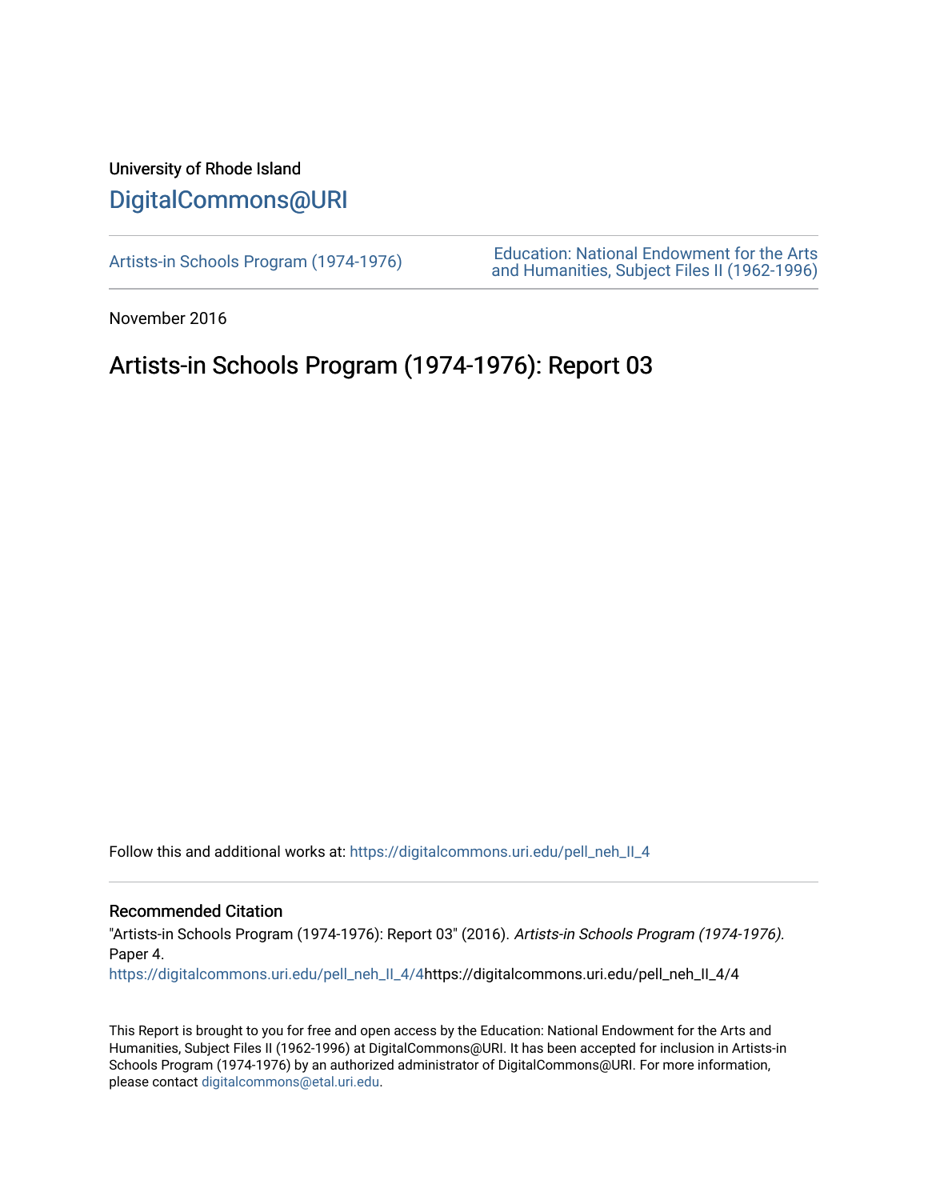University of Rhode Island

# DigitalCommons@URI

Artists-in Schools Program (1974-1976)

Education: National Endowment for the Arts and Humanities, Subject Files II (1962-1996)

November 2016

## Artists-in Schools Program (1974-1976): Report 03

Follow this and additional works at: https://digitalcommons.uri.edu/pell_neh_II_4

### Recommended Citation

"Artists-in Schools Program (1974-1976): Report 03" (2016). *Artists-in Schools Program (1974-1976).* Paper 4.
https://digitalcommons.uri.edu/pell_neh_II_4/4https://digitalcommons.uri.edu/pell_neh_II_4/4

This Report is brought to you for free and open access by the Education: National Endowment for the Arts and Humanities, Subject Files II (1962-1996) at DigitalCommons@URI. It has been accepted for inclusion in Artists-in Schools Program (1974-1976) by an authorized administrator of DigitalCommons@URI. For more information, please contact digitalcommons@etal.uri.edu.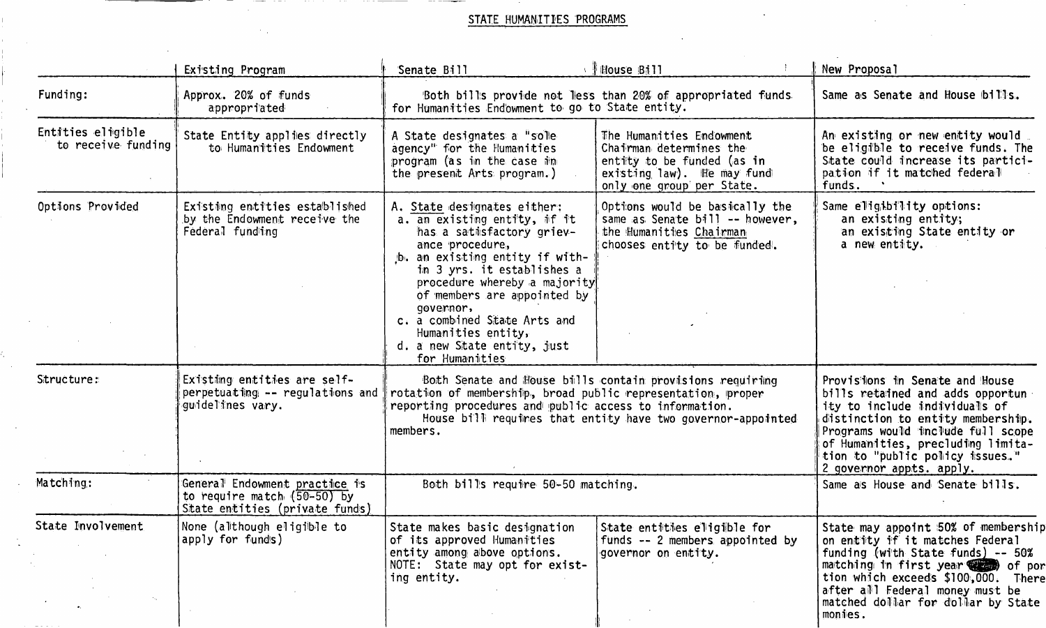STATE HUMANITIES PROGRAMS

| | Existing Program | Senate Bill | House Bill | New Proposal |
|---|---|---|---|---|
| Funding: | Approx. 20% of funds appropriated | Both bills provide not less than 20% of appropriated funds for Humanities Endowment to go to State entity. | | Same as Senate and House bills. |
| Entities eligible to receive funding | State Entity applies directly to Humanities Endowment | A State designates a "sole agency" for the Humanities program (as in the case in the present Arts program.) | The Humanities Endowment Chairman determines the entity to be funded (as in existing law). He may fund only one group per State. | An existing or new entity would be eligible to receive funds. The State could increase its participation if it matched federal funds. |
| Options Provided | Existing entities established by the Endowment receive the Federal funding | A. State designates either: a. an existing entity, if it has a satisfactory grievance procedure, b. an existing entity if within 3 yrs. it establishes a procedure whereby a majority of members are appointed by governor, c. a combined State Arts and Humanities entity, d. a new State entity, just for Humanities | Options would be basically the same as Senate bill -- however, the Humanities Chairman chooses entity to be funded. | Same eligibility options: an existing entity; an existing State entity or a new entity. |
| Structure: | Existing entities are self-perpetuating -- regulations and guidelines vary. | Both Senate and House bills contain provisions requiring rotation of membership, broad public representation, proper reporting procedures and public access to information. House bill requires that entity have two governor-appointed members. | | Provisions in Senate and House bills retained and adds opportunity to include individuals of distinction to entity membership. Programs would include full scope of Humanities, precluding limitation to "public policy issues." 2 governor appts. apply. |
| Matching: | General Endowment practice is to require match (50-50) by State entities (private funds) | Both bills require 50-50 matching. | | Same as House and Senate bills. |
| State Involvement | None (although eligible to apply for funds) | State makes basic designation of its approved Humanities entity among above options. NOTE: State may opt for existing entity. | State entities eligible for funds -- 2 members appointed by governor on entity. | State may appoint 50% of membership on entity if it matches Federal funding (with State funds) -- 50% matching in first year [illegible] of portion which exceeds $100,000. Thereafter all Federal money must be matched dollar for dollar by State monies. |